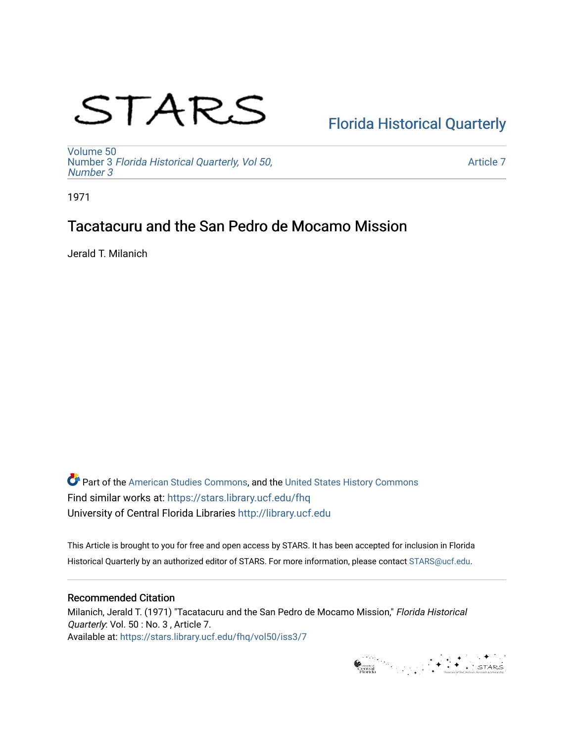STARS

Florida Historical Quarterly

Volume 50
Number 3 *Florida Historical Quarterly, Vol 50, Number 3*

Article 7

1971

# Tacatacuru and the San Pedro de Mocamo Mission

Jerald T. Milanich

Part of the American Studies Commons, and the United States History Commons
Find similar works at: https://stars.library.ucf.edu/fhq
University of Central Florida Libraries http://library.ucf.edu

This Article is brought to you for free and open access by STARS. It has been accepted for inclusion in Florida Historical Quarterly by an authorized editor of STARS. For more information, please contact STARS@ucf.edu.

## Recommended Citation

Milanich, Jerald T. (1971) "Tacatacuru and the San Pedro de Mocamo Mission," *Florida Historical Quarterly*: Vol. 50 : No. 3 , Article 7.
Available at: https://stars.library.ucf.edu/fhq/vol50/iss3/7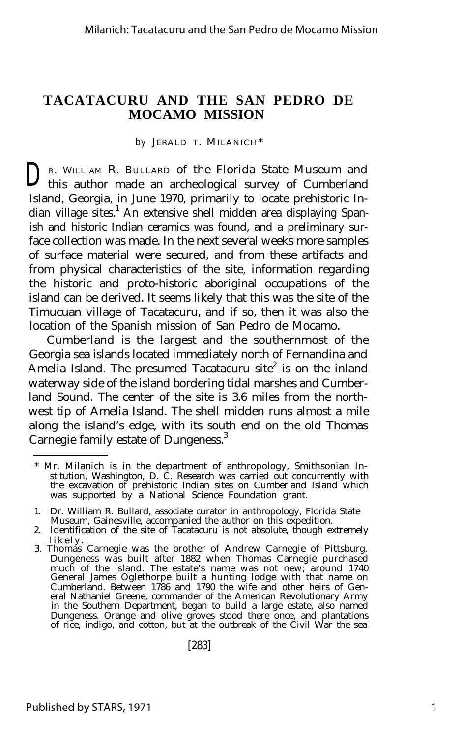# TACATACURU AND THE SAN PEDRO DE MOCAMO MISSION

*by* JERALD T. MILANICH*

DR. WILLIAM R. BULLARD of the Florida State Museum and this author made an archeological survey of Cumberland Island, Georgia, in June 1970, primarily to locate prehistoric Indian village sites.[1] An extensive shell midden area displaying Spanish and historic Indian ceramics was found, and a preliminary surface collection was made. In the next several weeks more samples of surface material were secured, and from these artifacts and from physical characteristics of the site, information regarding the historic and proto-historic aboriginal occupations of the island can be derived. It seems likely that this was the site of the Timucuan village of Tacatacuru, and if so, then it was also the location of the Spanish mission of San Pedro de Mocamo.

Cumberland is the largest and the southernmost of the Georgia sea islands located immediately north of Fernandina and Amelia Island. The presumed Tacatacuru site[2] is on the inland waterway side of the island bordering tidal marshes and Cumberland Sound. The center of the site is 3.6 miles from the northwest tip of Amelia Island. The shell midden runs almost a mile along the island's edge, with its south end on the old Thomas Carnegie family estate of Dungeness.[3]

---

\* Mr. Milanich is in the department of anthropology, Smithsonian Institution, Washington, D. C. Research was carried out concurrently with the excavation of prehistoric Indian sites on Cumberland Island which was supported by a National Science Foundation grant.

1. Dr. William R. Bullard, associate curator in anthropology, Florida State Museum, Gainesville, accompanied the author on this expedition.
2. Identification of the site of Tacatacuru is not absolute, though extremely likely.
3. Thomas Carnegie was the brother of Andrew Carnegie of Pittsburg. Dungeness was built after 1882 when Thomas Carnegie purchased much of the island. The estate's name was not new; around 1740 General James Oglethorpe built a hunting lodge with that name on Cumberland. Between 1786 and 1790 the wife and other heirs of General Nathaniel Greene, commander of the American Revolutionary Army in the Southern Department, began to build a large estate, also named Dungeness. Orange and olive groves stood there once, and plantations of rice, indigo, and cotton, but at the outbreak of the Civil War the sea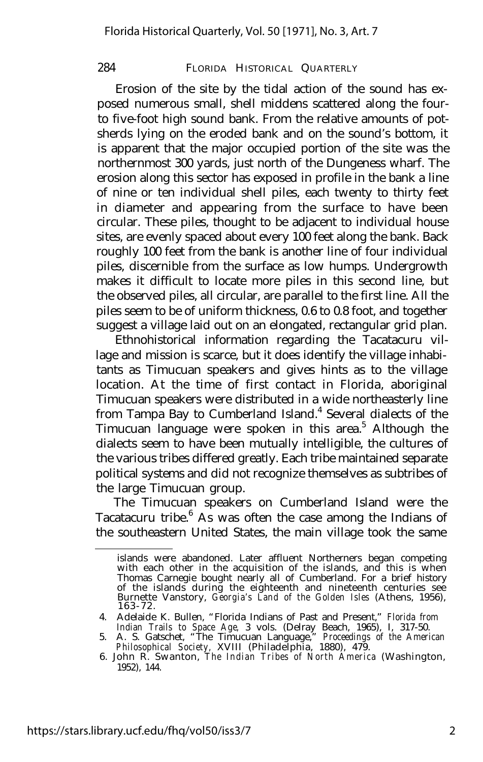Erosion of the site by the tidal action of the sound has exposed numerous small, shell middens scattered along the four- to five-foot high sound bank. From the relative amounts of potsherds lying on the eroded bank and on the sound's bottom, it is apparent that the major occupied portion of the site was the northernmost 300 yards, just north of the Dungeness wharf. The erosion along this sector has exposed in profile in the bank a line of nine or ten individual shell piles, each twenty to thirty feet in diameter and appearing from the surface to have been circular. These piles, thought to be adjacent to individual house sites, are evenly spaced about every 100 feet along the bank. Back roughly 100 feet from the bank is another line of four individual piles, discernible from the surface as low humps. Undergrowth makes it difficult to locate more piles in this second line, but the observed piles, all circular, are parallel to the first line. All the piles seem to be of uniform thickness, 0.6 to 0.8 foot, and together suggest a village laid out on an elongated, rectangular grid plan.

Ethnohistorical information regarding the Tacatacuru village and mission is scarce, but it does identify the village inhabitants as Timucuan speakers and gives hints as to the village location. At the time of first contact in Florida, aboriginal Timucuan speakers were distributed in a wide northeasterly line from Tampa Bay to Cumberland Island.[4] Several dialects of the Timucuan language were spoken in this area.[5] Although the dialects seem to have been mutually intelligible, the cultures of the various tribes differed greatly. Each tribe maintained separate political systems and did not recognize themselves as subtribes of the large Timucuan group.

The Timucuan speakers on Cumberland Island were the Tacatacuru tribe.[6] As was often the case among the Indians of the southeastern United States, the main village took the same

---

islands were abandoned. Later affluent Northerners began competing with each other in the acquisition of the islands, and this is when Thomas Carnegie bought nearly all of Cumberland. For a brief history of the islands during the eighteenth and nineteenth centuries see Burnette Vanstory, *Georgia's Land of the Golden Isles* (Athens, 1956), 163-72.

4. Adelaide K. Bullen, "Florida Indians of Past and Present," *Florida from Indian Trails to Space Age,* 3 vols. (Delray Beach, 1965), I, 317-50.
5. A. S. Gatschet, "The Timucuan Language," *Proceedings of the American Philosophical Society,* XVIII (Philadelphia, 1880), 479.
6. John R. Swanton, *The Indian Tribes of North America* (Washington, 1952), 144.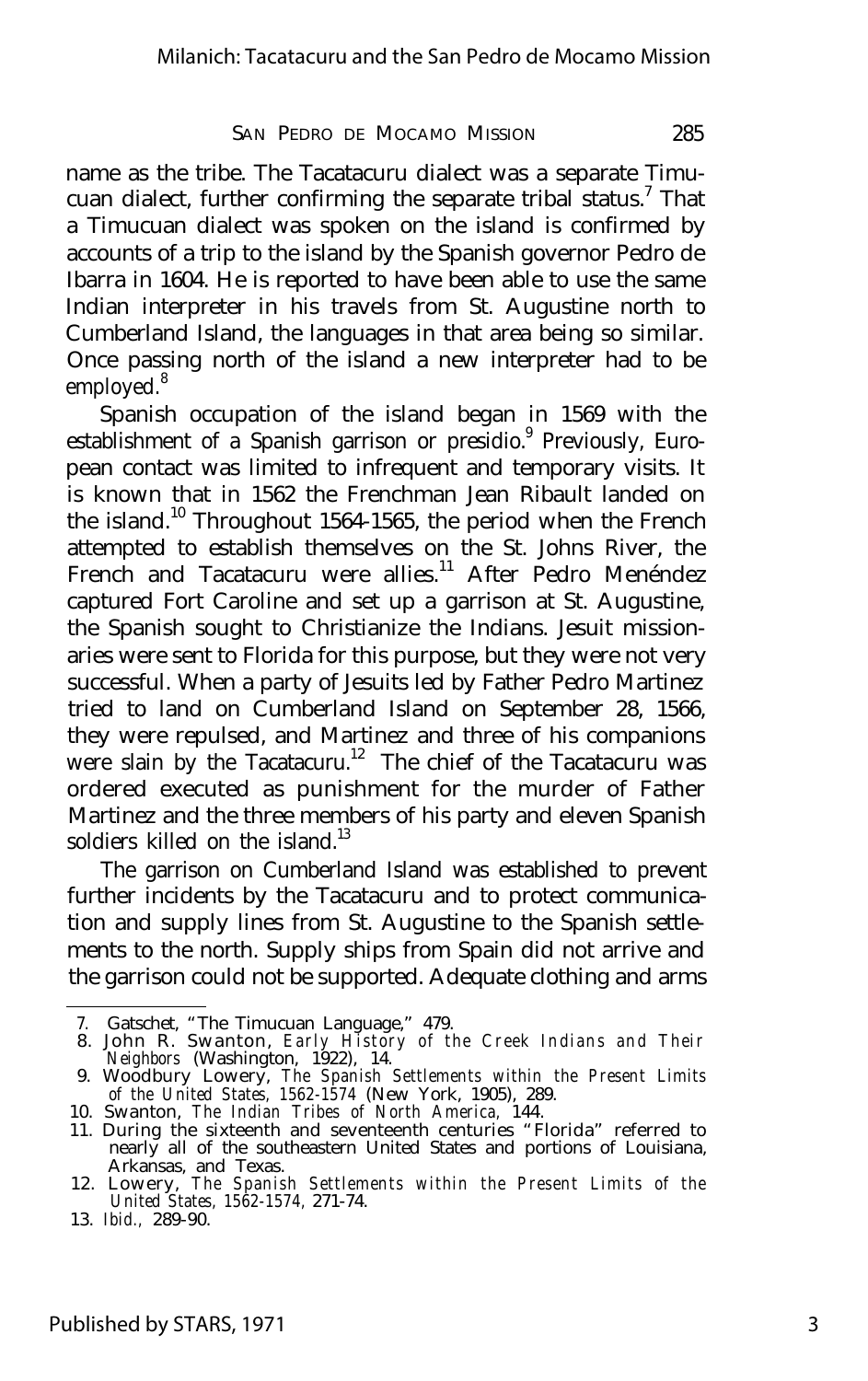name as the tribe. The Tacatacuru dialect was a separate Timucuan dialect, further confirming the separate tribal status.[7] That a Timucuan dialect was spoken on the island is confirmed by accounts of a trip to the island by the Spanish governor Pedro de Ibarra in 1604. He is reported to have been able to use the same Indian interpreter in his travels from St. Augustine north to Cumberland Island, the languages in that area being so similar. Once passing north of the island a new interpreter had to be employed.[8]

Spanish occupation of the island began in 1569 with the establishment of a Spanish garrison or presidio.[9] Previously, European contact was limited to infrequent and temporary visits. It is known that in 1562 the Frenchman Jean Ribault landed on the island.[10] Throughout 1564-1565, the period when the French attempted to establish themselves on the St. Johns River, the French and Tacatacuru were allies.[11] After Pedro Menéndez captured Fort Caroline and set up a garrison at St. Augustine, the Spanish sought to Christianize the Indians. Jesuit missionaries were sent to Florida for this purpose, but they were not very successful. When a party of Jesuits led by Father Pedro Martinez tried to land on Cumberland Island on September 28, 1566, they were repulsed, and Martinez and three of his companions were slain by the Tacatacuru.[12] The chief of the Tacatacuru was ordered executed as punishment for the murder of Father Martinez and the three members of his party and eleven Spanish soldiers killed on the island.[13]

The garrison on Cumberland Island was established to prevent further incidents by the Tacatacuru and to protect communication and supply lines from St. Augustine to the Spanish settlements to the north. Supply ships from Spain did not arrive and the garrison could not be supported. Adequate clothing and arms

---

7. Gatschet, "The Timucuan Language," 479.
8. John R. Swanton, *Early History of the Creek Indians and Their Neighbors* (Washington, 1922), 14.
9. Woodbury Lowery, *The Spanish Settlements within the Present Limits of the United States, 1562-1574* (New York, 1905), 289.
10. Swanton, *The Indian Tribes of North America,* 144.
11. During the sixteenth and seventeenth centuries "Florida" referred to nearly all of the southeastern United States and portions of Louisiana, Arkansas, and Texas.
12. Lowery, *The Spanish Settlements within the Present Limits of the United States, 1562-1574,* 271-74.
13. *Ibid.,* 289-90.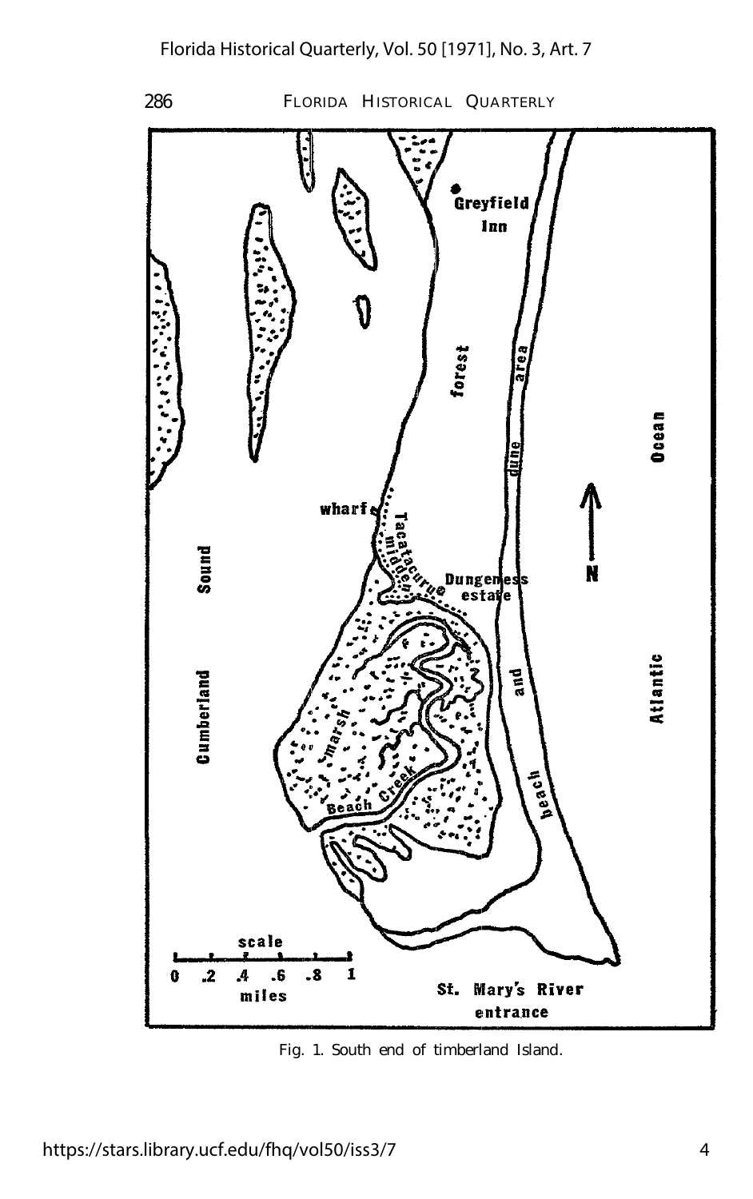Fig. 1. South end of timberland Island.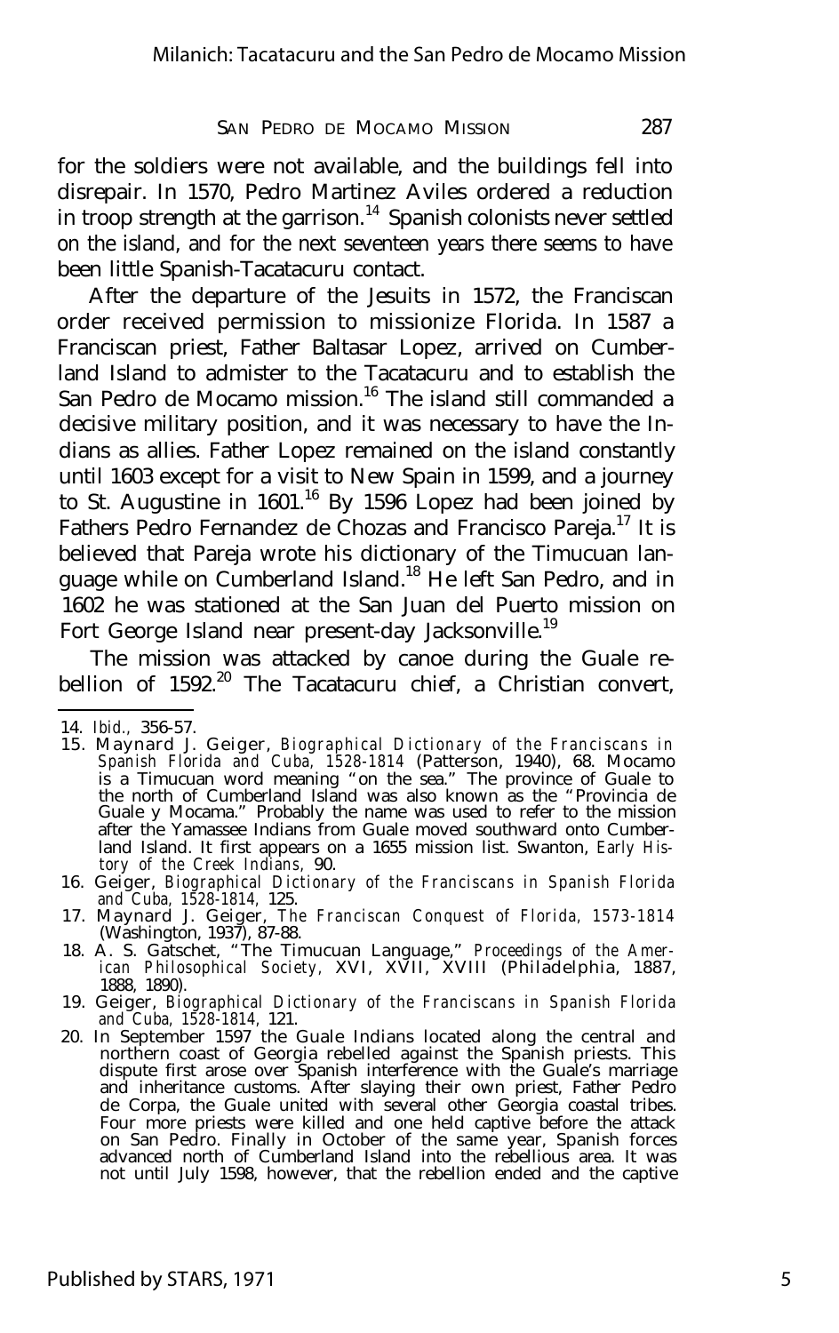for the soldiers were not available, and the buildings fell into disrepair. In 1570, Pedro Martinez Aviles ordered a reduction in troop strength at the garrison.[14] Spanish colonists never settled on the island, and for the next seventeen years there seems to have been little Spanish-Tacatacuru contact.

After the departure of the Jesuits in 1572, the Franciscan order received permission to missionize Florida. In 1587 a Franciscan priest, Father Baltasar Lopez, arrived on Cumberland Island to admister to the Tacatacuru and to establish the San Pedro de Mocamo mission.[16] The island still commanded a decisive military position, and it was necessary to have the Indians as allies. Father Lopez remained on the island constantly until 1603 except for a visit to New Spain in 1599, and a journey to St. Augustine in 1601.[16] By 1596 Lopez had been joined by Fathers Pedro Fernandez de Chozas and Francisco Pareja.[17] It is believed that Pareja wrote his dictionary of the Timucuan language while on Cumberland Island.[18] He left San Pedro, and in 1602 he was stationed at the San Juan del Puerto mission on Fort George Island near present-day Jacksonville.[19]

The mission was attacked by canoe during the Guale rebellion of 1592.[20] The Tacatacuru chief, a Christian convert,

---

14. *Ibid.,* 356-57.
15. Maynard J. Geiger, *Biographical Dictionary of the Franciscans in Spanish Florida and Cuba, 1528-1814* (Patterson, 1940), 68. Mocamo is a Timucuan word meaning "on the sea." The province of Guale to the north of Cumberland Island was also known as the "Provincia de Guale y Mocama." Probably the name was used to refer to the mission after the Yamassee Indians from Guale moved southward onto Cumberland Island. It first appears on a 1655 mission list. Swanton, *Early History of the Creek Indians,* 90.
16. Geiger, *Biographical Dictionary of the Franciscans in Spanish Florida and Cuba, 1528-1814,* 125.
17. Maynard J. Geiger, *The Franciscan Conquest of Florida, 1573-1814* (Washington, 1937), 87-88.
18. A. S. Gatschet, "The Timucuan Language," *Proceedings of the American Philosophical Society,* XVI, XVII, XVIII (Philadelphia, 1887, 1888, 1890).
19. Geiger, *Biographical Dictionary of the Franciscans in Spanish Florida and Cuba, 1528-1814,* 121.
20. In September 1597 the Guale Indians located along the central and northern coast of Georgia rebelled against the Spanish priests. This dispute first arose over Spanish interference with the Guale's marriage and inheritance customs. After slaying their own priest, Father Pedro de Corpa, the Guale united with several other Georgia coastal tribes. Four more priests were killed and one held captive before the attack on San Pedro. Finally in October of the same year, Spanish forces advanced north of Cumberland Island into the rebellious area. It was not until July 1598, however, that the rebellion ended and the captive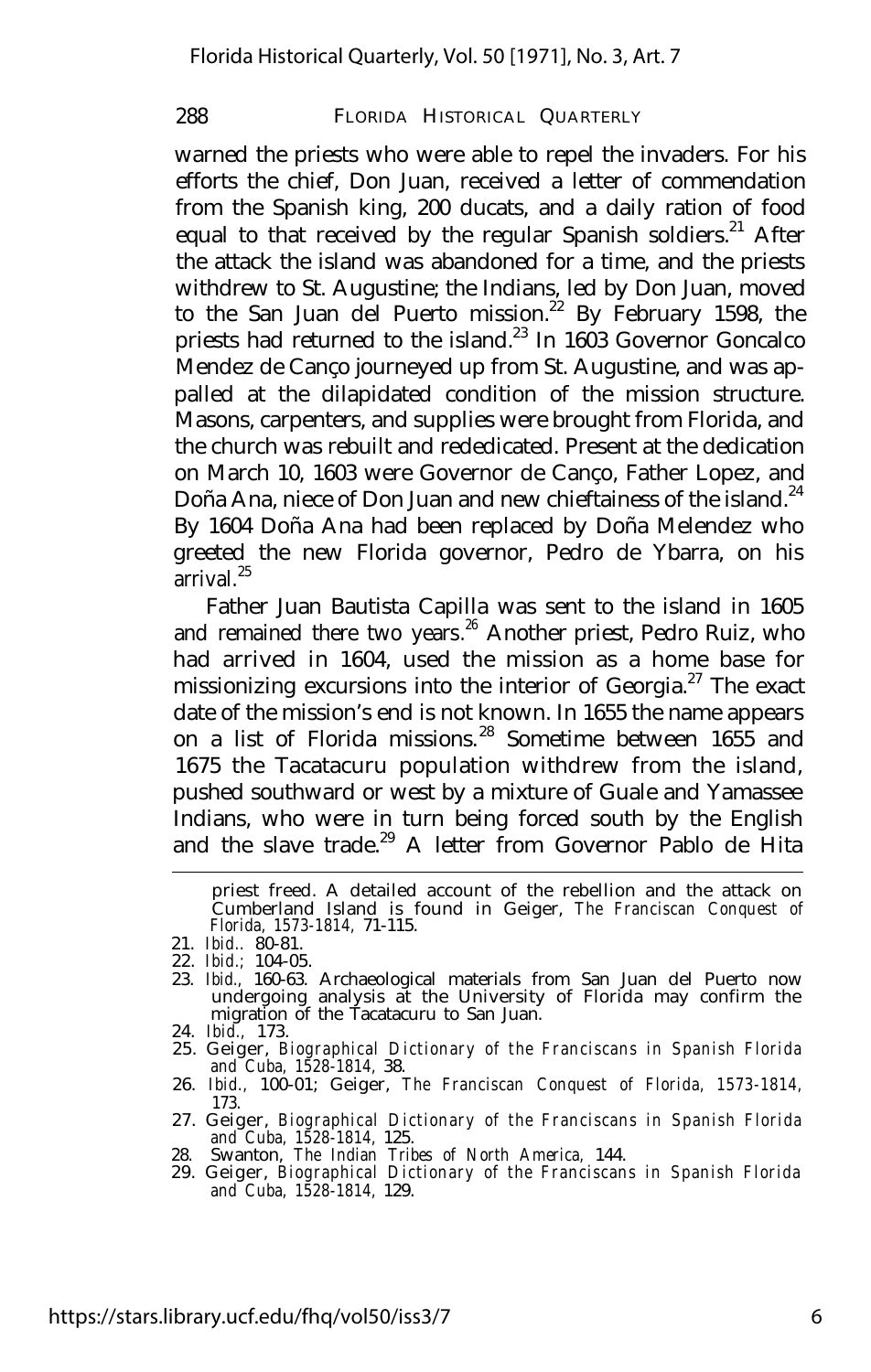warned the priests who were able to repel the invaders. For his efforts the chief, Don Juan, received a letter of commendation from the Spanish king, 200 ducats, and a daily ration of food equal to that received by the regular Spanish soldiers.[21] After the attack the island was abandoned for a time, and the priests withdrew to St. Augustine; the Indians, led by Don Juan, moved to the San Juan del Puerto mission.[22] By February 1598, the priests had returned to the island.[23] In 1603 Governor Goncalco Mendez de Canço journeyed up from St. Augustine, and was appalled at the dilapidated condition of the mission structure. Masons, carpenters, and supplies were brought from Florida, and the church was rebuilt and rededicated. Present at the dedication on March 10, 1603 were Governor de Canço, Father Lopez, and Doña Ana, niece of Don Juan and new chieftainess of the island.[24] By 1604 Doña Ana had been replaced by Doña Melendez who greeted the new Florida governor, Pedro de Ybarra, on his arrival.[25]

Father Juan Bautista Capilla was sent to the island in 1605 and remained there two years.[26] Another priest, Pedro Ruiz, who had arrived in 1604, used the mission as a home base for missionizing excursions into the interior of Georgia.[27] The exact date of the mission's end is not known. In 1655 the name appears on a list of Florida missions.[28] Sometime between 1655 and 1675 the Tacatacuru population withdrew from the island, pushed southward or west by a mixture of Guale and Yamassee Indians, who were in turn being forced south by the English and the slave trade.[29] A letter from Governor Pablo de Hita

---

priest freed. A detailed account of the rebellion and the attack on Cumberland Island is found in Geiger, *The Franciscan Conquest of Florida, 1573-1814*, 71-115.

21. *Ibid.*, 80-81.
22. *Ibid.*; 104-05.
23. *Ibid.*, 160-63. Archaeological materials from San Juan del Puerto now undergoing analysis at the University of Florida may confirm the migration of the Tacatacuru to San Juan.
24. *Ibid.*, 173.
25. Geiger, *Biographical Dictionary of the Franciscans in Spanish Florida and Cuba, 1528-1814*, 38.
26. *Ibid.*, 100-01; Geiger, *The Franciscan Conquest of Florida, 1573-1814*, 173.
27. Geiger, *Biographical Dictionary of the Franciscans in Spanish Florida and Cuba, 1528-1814*, 125.
28. Swanton, *The Indian Tribes of North America*, 144.
29. Geiger, *Biographical Dictionary of the Franciscans in Spanish Florida and Cuba, 1528-1814*, 129.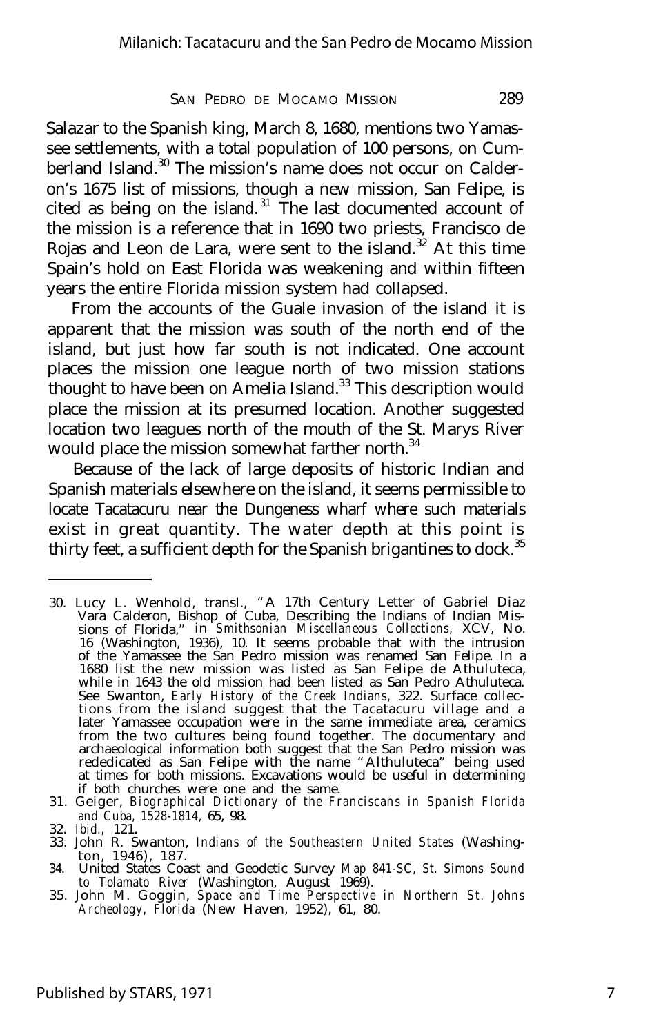Salazar to the Spanish king, March 8, 1680, mentions two Yamassee settlements, with a total population of 100 persons, on Cumberland Island.[30] The mission's name does not occur on Calderon's 1675 list of missions, though a new mission, San Felipe, is cited as being on the island.[31] The last documented account of the mission is a reference that in 1690 two priests, Francisco de Rojas and Leon de Lara, were sent to the island.[32] At this time Spain's hold on East Florida was weakening and within fifteen years the entire Florida mission system had collapsed.

From the accounts of the Guale invasion of the island it is apparent that the mission was south of the north end of the island, but just how far south is not indicated. One account places the mission one league north of two mission stations thought to have been on Amelia Island.[33] This description would place the mission at its presumed location. Another suggested location two leagues north of the mouth of the St. Marys River would place the mission somewhat farther north.[34]

Because of the lack of large deposits of historic Indian and Spanish materials elsewhere on the island, it seems permissible to locate Tacatacuru near the Dungeness wharf where such materials exist in great quantity. The water depth at this point is thirty feet, a sufficient depth for the Spanish brigantines to dock.[35]

---

30. Lucy L. Wenhold, transl., "A 17th Century Letter of Gabriel Diaz Vara Calderon, Bishop of Cuba, Describing the Indians of Indian Missions of Florida," in *Smithsonian Miscellaneous Collections,* XCV, No. 16 (Washington, 1936), 10. It seems probable that with the intrusion of the Yamassee the San Pedro mission was renamed San Felipe. In a 1680 list the new mission was listed as San Felipe de Athuluteca, while in 1643 the old mission had been listed as San Pedro Athuluteca. See Swanton, *Early History of the Creek Indians,* 322. Surface collections from the island suggest that the Tacatacuru village and a later Yamassee occupation were in the same immediate area, ceramics from the two cultures being found together. The documentary and archaeological information both suggest that the San Pedro mission was rededicated as San Felipe with the name "Althuluteca" being used at times for both missions. Excavations would be useful in determining if both churches were one and the same.
31. Geiger, *Biographical Dictionary of the Franciscans in Spanish Florida and Cuba, 1528-1814,* 65, 98.
32. *Ibid.,* 121.
33. John R. Swanton, *Indians of the Southeastern United States* (Washington, 1946), 187.
34. United States Coast and Geodetic Survey *Map 841-SC, St. Simons Sound to Tolamato River* (Washington, August 1969).
35. John M. Goggin, *Space and Time Perspective in Northern St. Johns Archeology, Florida* (New Haven, 1952), 61, 80.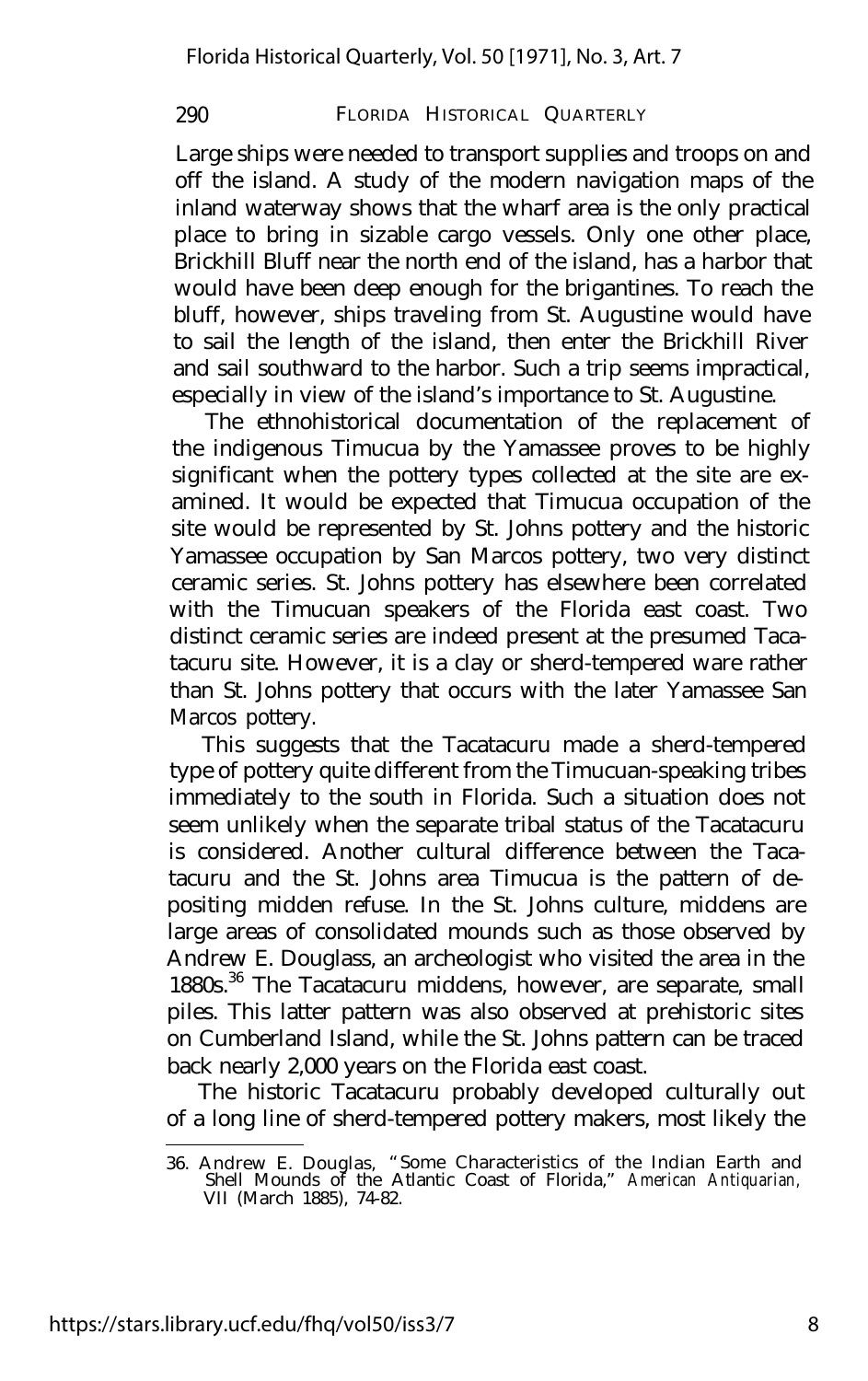Large ships were needed to transport supplies and troops on and off the island. A study of the modern navigation maps of the inland waterway shows that the wharf area is the only practical place to bring in sizable cargo vessels. Only one other place, Brickhill Bluff near the north end of the island, has a harbor that would have been deep enough for the brigantines. To reach the bluff, however, ships traveling from St. Augustine would have to sail the length of the island, then enter the Brickhill River and sail southward to the harbor. Such a trip seems impractical, especially in view of the island's importance to St. Augustine.

The ethnohistorical documentation of the replacement of the indigenous Timucua by the Yamassee proves to be highly significant when the pottery types collected at the site are examined. It would be expected that Timucua occupation of the site would be represented by St. Johns pottery and the historic Yamassee occupation by San Marcos pottery, two very distinct ceramic series. St. Johns pottery has elsewhere been correlated with the Timucuan speakers of the Florida east coast. Two distinct ceramic series are indeed present at the presumed Tacatacuru site. However, it is a clay or sherd-tempered ware rather than St. Johns pottery that occurs with the later Yamassee San Marcos pottery.

This suggests that the Tacatacuru made a sherd-tempered type of pottery quite different from the Timucuan-speaking tribes immediately to the south in Florida. Such a situation does not seem unlikely when the separate tribal status of the Tacatacuru is considered. Another cultural difference between the Tacatacuru and the St. Johns area Timucua is the pattern of depositing midden refuse. In the St. Johns culture, middens are large areas of consolidated mounds such as those observed by Andrew E. Douglass, an archeologist who visited the area in the 1880s.[36] The Tacatacuru middens, however, are separate, small piles. This latter pattern was also observed at prehistoric sites on Cumberland Island, while the St. Johns pattern can be traced back nearly 2,000 years on the Florida east coast.

The historic Tacatacuru probably developed culturally out of a long line of sherd-tempered pottery makers, most likely the

36. Andrew E. Douglas, "Some Characteristics of the Indian Earth and Shell Mounds of the Atlantic Coast of Florida," *American Antiquarian*, VII (March 1885), 74-82.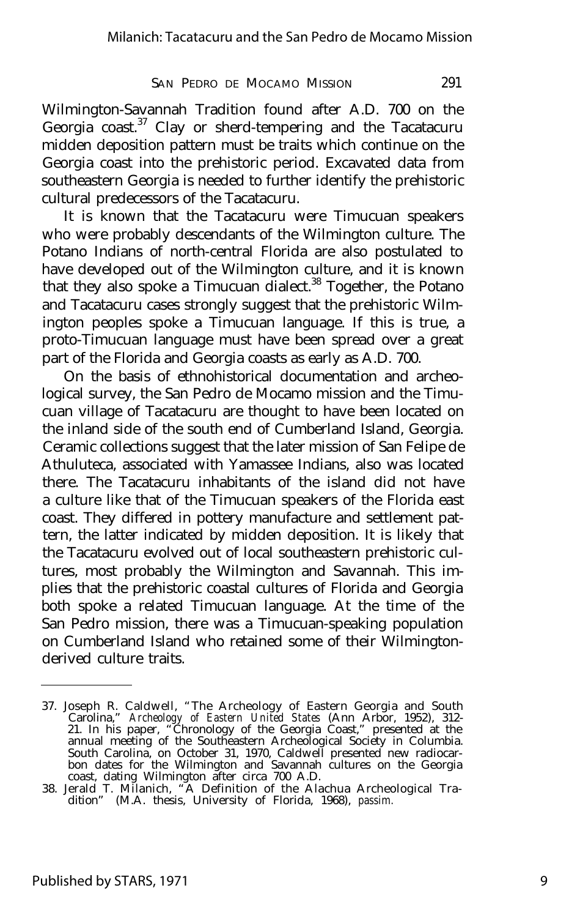Wilmington-Savannah Tradition found after A.D. 700 on the Georgia coast.[37] Clay or sherd-tempering and the Tacatacuru midden deposition pattern must be traits which continue on the Georgia coast into the prehistoric period. Excavated data from southeastern Georgia is needed to further identify the prehistoric cultural predecessors of the Tacatacuru.

It is known that the Tacatacuru were Timucuan speakers who were probably descendants of the Wilmington culture. The Potano Indians of north-central Florida are also postulated to have developed out of the Wilmington culture, and it is known that they also spoke a Timucuan dialect.[38] Together, the Potano and Tacatacuru cases strongly suggest that the prehistoric Wilmington peoples spoke a Timucuan language. If this is true, a proto-Timucuan language must have been spread over a great part of the Florida and Georgia coasts as early as A.D. 700.

On the basis of ethnohistorical documentation and archeological survey, the San Pedro de Mocamo mission and the Timucuan village of Tacatacuru are thought to have been located on the inland side of the south end of Cumberland Island, Georgia. Ceramic collections suggest that the later mission of San Felipe de Athuluteca, associated with Yamassee Indians, also was located there. The Tacatacuru inhabitants of the island did not have a culture like that of the Timucuan speakers of the Florida east coast. They differed in pottery manufacture and settlement pattern, the latter indicated by midden deposition. It is likely that the Tacatacuru evolved out of local southeastern prehistoric cultures, most probably the Wilmington and Savannah. This implies that the prehistoric coastal cultures of Florida and Georgia both spoke a related Timucuan language. At the time of the San Pedro mission, there was a Timucuan-speaking population on Cumberland Island who retained some of their Wilmington-derived culture traits.

---

37. Joseph R. Caldwell, "The Archeology of Eastern Georgia and South Carolina," *Archeology of Eastern United States* (Ann Arbor, 1952), 312-21. In his paper, "Chronology of the Georgia Coast," presented at the annual meeting of the Southeastern Archeological Society in Columbia. South Carolina, on October 31, 1970, Caldwell presented new radiocarbon dates for the Wilmington and Savannah cultures on the Georgia coast, dating Wilmington after circa 700 A.D.

38. Jerald T. Milanich, "A Definition of the Alachua Archeological Tradition" (M.A. thesis, University of Florida, 1968), *passim.*